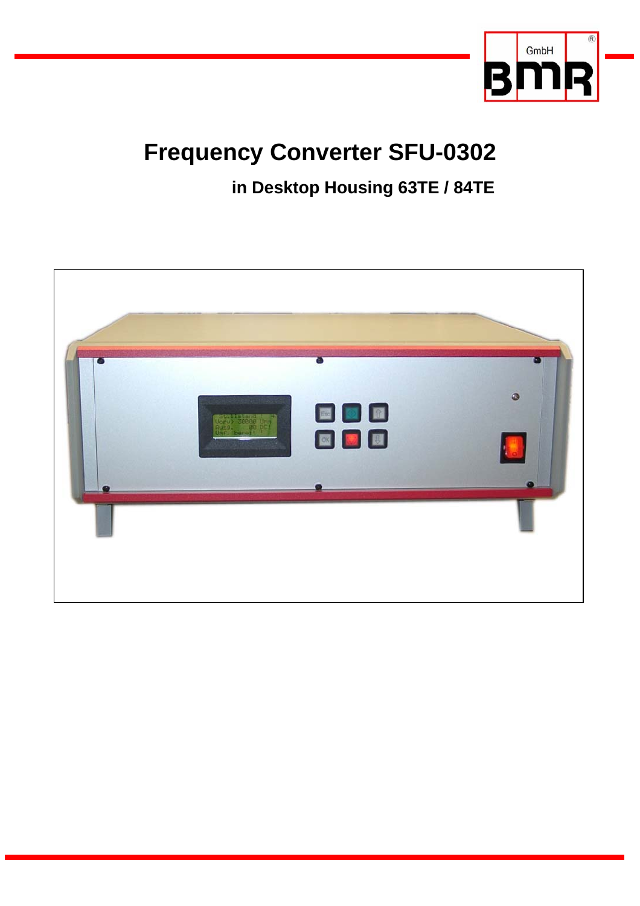# Frequency Converter SFU-0302

## in Desktop Housing 63TE / 84TE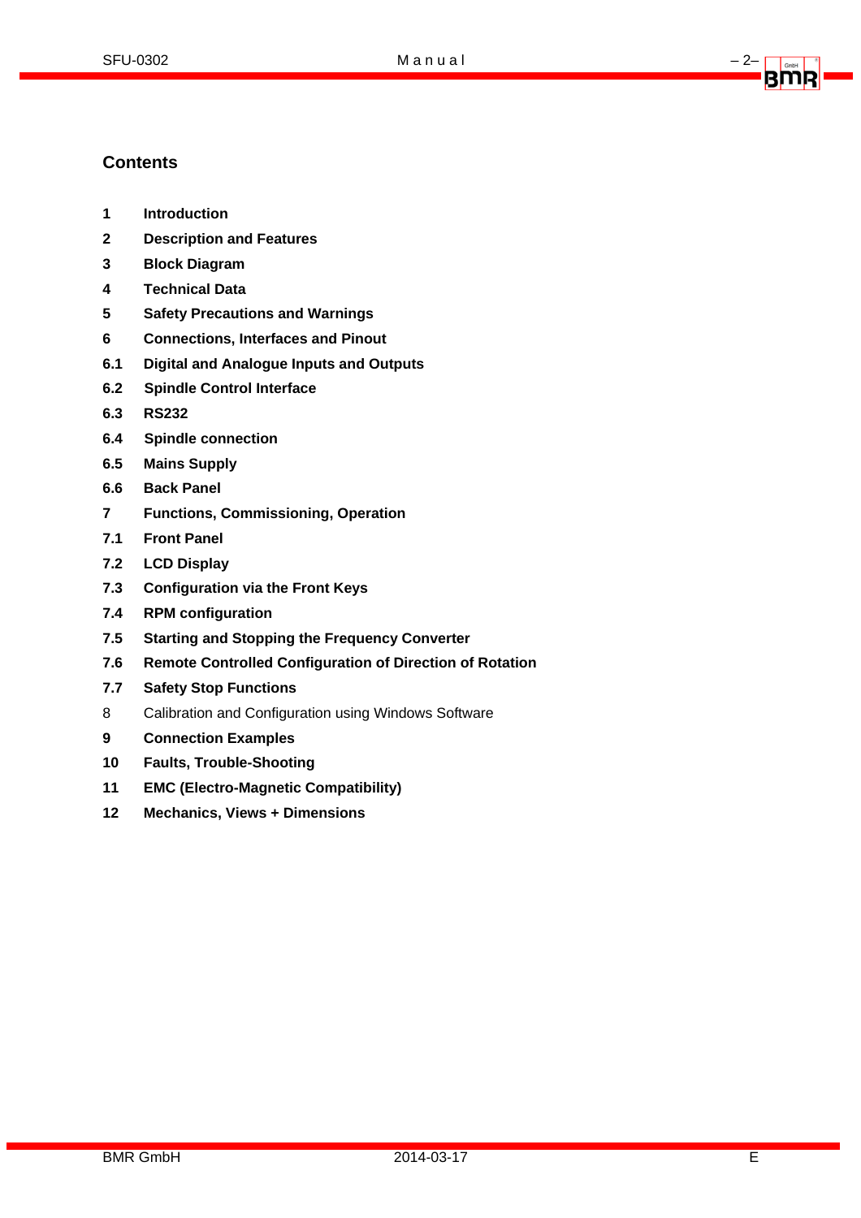## Contents

**1 Introduction**

**2 Description and Features**

**3 Block Diagram**

**4 Technical Data**

**5 Safety Precautions and Warnings**

**6 Connections, Interfaces and Pinout**

**6.1 Digital and Analogue Inputs and Outputs**

**6.2 Spindle Control Interface**

**6.3 RS232**

**6.4 Spindle connection**

**6.5 Mains Supply**

**6.6 Back Panel**

**7 Functions, Commissioning, Operation**

**7.1 Front Panel**

**7.2 LCD Display**

**7.3 Configuration via the Front Keys**

**7.4 RPM configuration**

**7.5 Starting and Stopping the Frequency Converter**

**7.6 Remote Controlled Configuration of Direction of Rotation**

**7.7 Safety Stop Functions**

8 Calibration and Configuration using Windows Software

**9 Connection Examples**

**10 Faults, Trouble-Shooting**

**11 EMC (Electro-Magnetic Compatibility)**

**12 Mechanics, Views + Dimensions**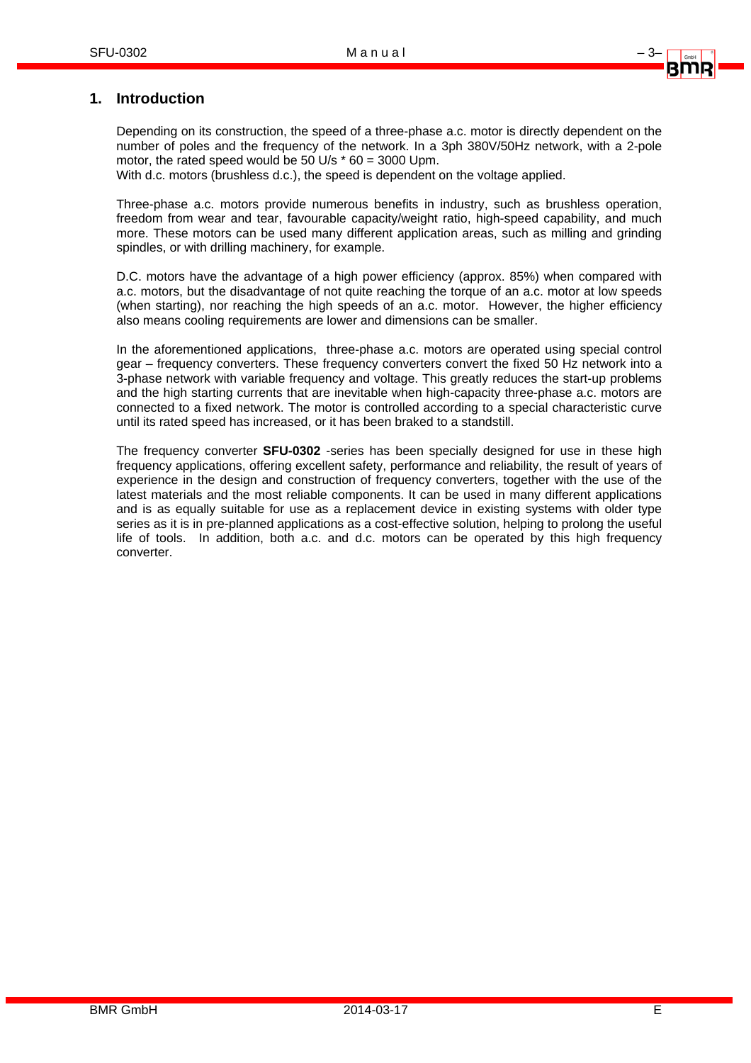## 1. Introduction

Depending on its construction, the speed of a three-phase a.c. motor is directly dependent on the number of poles and the frequency of the network. In a 3ph 380V/50Hz network, with a 2-pole motor, the rated speed would be 50 U/s * 60 = 3000 Upm.
With d.c. motors (brushless d.c.), the speed is dependent on the voltage applied.

Three-phase a.c. motors provide numerous benefits in industry, such as brushless operation, freedom from wear and tear, favourable capacity/weight ratio, high-speed capability, and much more. These motors can be used many different application areas, such as milling and grinding spindles, or with drilling machinery, for example.

D.C. motors have the advantage of a high power efficiency (approx. 85%) when compared with a.c. motors, but the disadvantage of not quite reaching the torque of an a.c. motor at low speeds (when starting), nor reaching the high speeds of an a.c. motor. However, the higher efficiency also means cooling requirements are lower and dimensions can be smaller.

In the aforementioned applications, three-phase a.c. motors are operated using special control gear – frequency converters. These frequency converters convert the fixed 50 Hz network into a 3-phase network with variable frequency and voltage. This greatly reduces the start-up problems and the high starting currents that are inevitable when high-capacity three-phase a.c. motors are connected to a fixed network. The motor is controlled according to a special characteristic curve until its rated speed has increased, or it has been braked to a standstill.

The frequency converter **SFU-0302** -series has been specially designed for use in these high frequency applications, offering excellent safety, performance and reliability, the result of years of experience in the design and construction of frequency converters, together with the use of the latest materials and the most reliable components. It can be used in many different applications and is as equally suitable for use as a replacement device in existing systems with older type series as it is in pre-planned applications as a cost-effective solution, helping to prolong the useful life of tools. In addition, both a.c. and d.c. motors can be operated by this high frequency converter.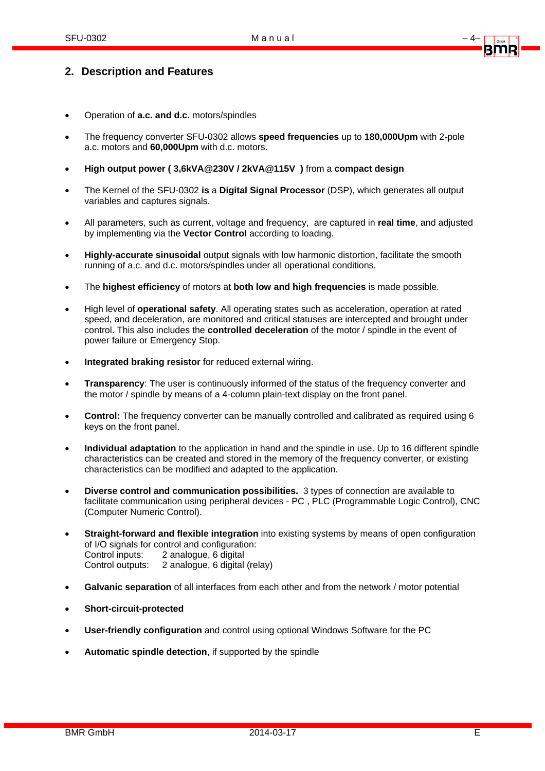## 2. Description and Features

- Operation of **a.c. and d.c.** motors/spindles
- The frequency converter SFU-0302 allows **speed frequencies** up to **180,000Upm** with 2-pole a.c. motors and **60,000Upm** with d.c. motors.
- **High output power ( 3,6kVA@230V / 2kVA@115V )** from a **compact design**
- The Kernel of the SFU-0302 **is** a **Digital Signal Processor** (DSP), which generates all output variables and captures signals.
- All parameters, such as current, voltage and frequency, are captured in **real time**, and adjusted by implementing via the **Vector Control** according to loading.
- **Highly-accurate sinusoidal** output signals with low harmonic distortion, facilitate the smooth running of a.c. and d.c. motors/spindles under all operational conditions.
- The **highest efficiency** of motors at **both low and high frequencies** is made possible.
- High level of **operational safety**. All operating states such as acceleration, operation at rated speed, and deceleration, are monitored and critical statuses are intercepted and brought under control. This also includes the **controlled deceleration** of the motor / spindle in the event of power failure or Emergency Stop.
- **Integrated braking resistor** for reduced external wiring.
- **Transparency**: The user is continuously informed of the status of the frequency converter and the motor / spindle by means of a 4-column plain-text display on the front panel.
- **Control:** The frequency converter can be manually controlled and calibrated as required using 6 keys on the front panel.
- **Individual adaptation** to the application in hand and the spindle in use. Up to 16 different spindle characteristics can be created and stored in the memory of the frequency converter, or existing characteristics can be modified and adapted to the application.
- **Diverse control and communication possibilities.** 3 types of connection are available to facilitate communication using peripheral devices - PC , PLC (Programmable Logic Control), CNC (Computer Numeric Control).
- **Straight-forward and flexible integration** into existing systems by means of open configuration of I/O signals for control and configuration:
  Control inputs: 2 analogue, 6 digital
  Control outputs: 2 analogue, 6 digital (relay)
- **Galvanic separation** of all interfaces from each other and from the network / motor potential
- **Short-circuit-protected**
- **User-friendly configuration** and control using optional Windows Software for the PC
- **Automatic spindle detection**, if supported by the spindle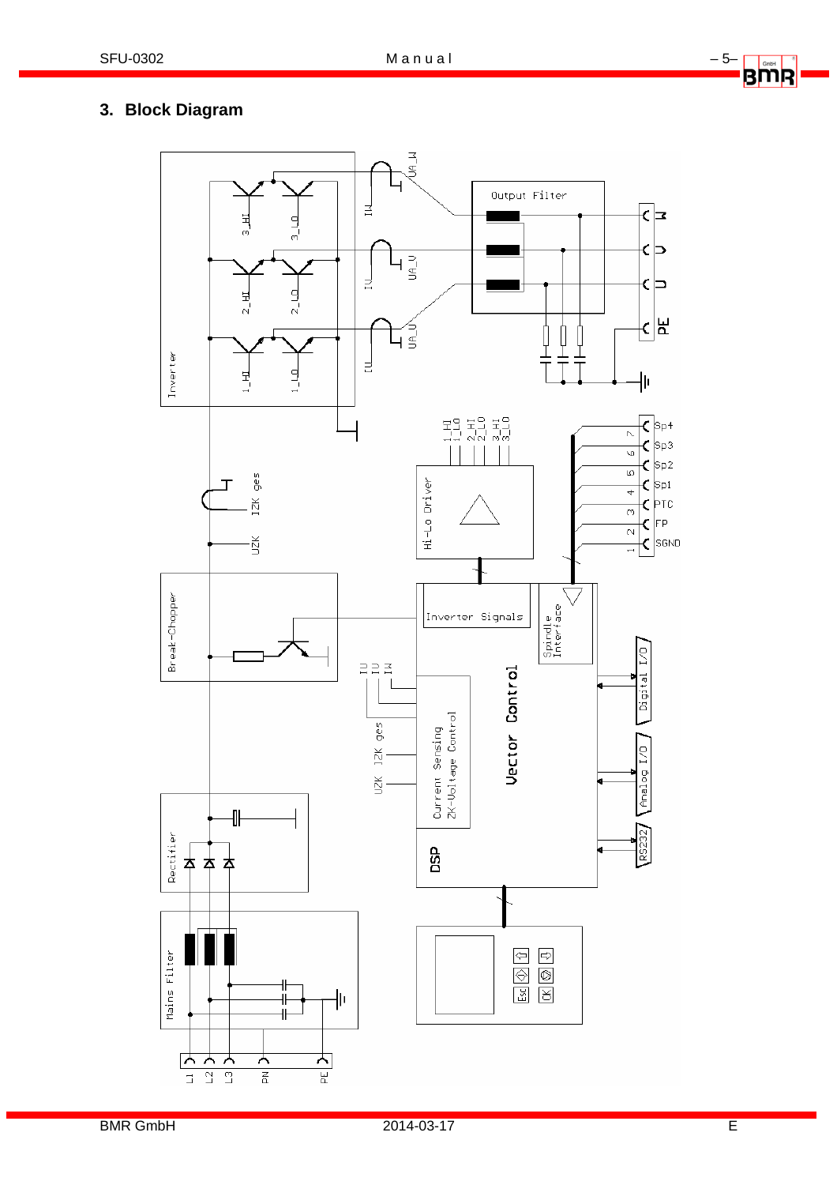## 3. Block Diagram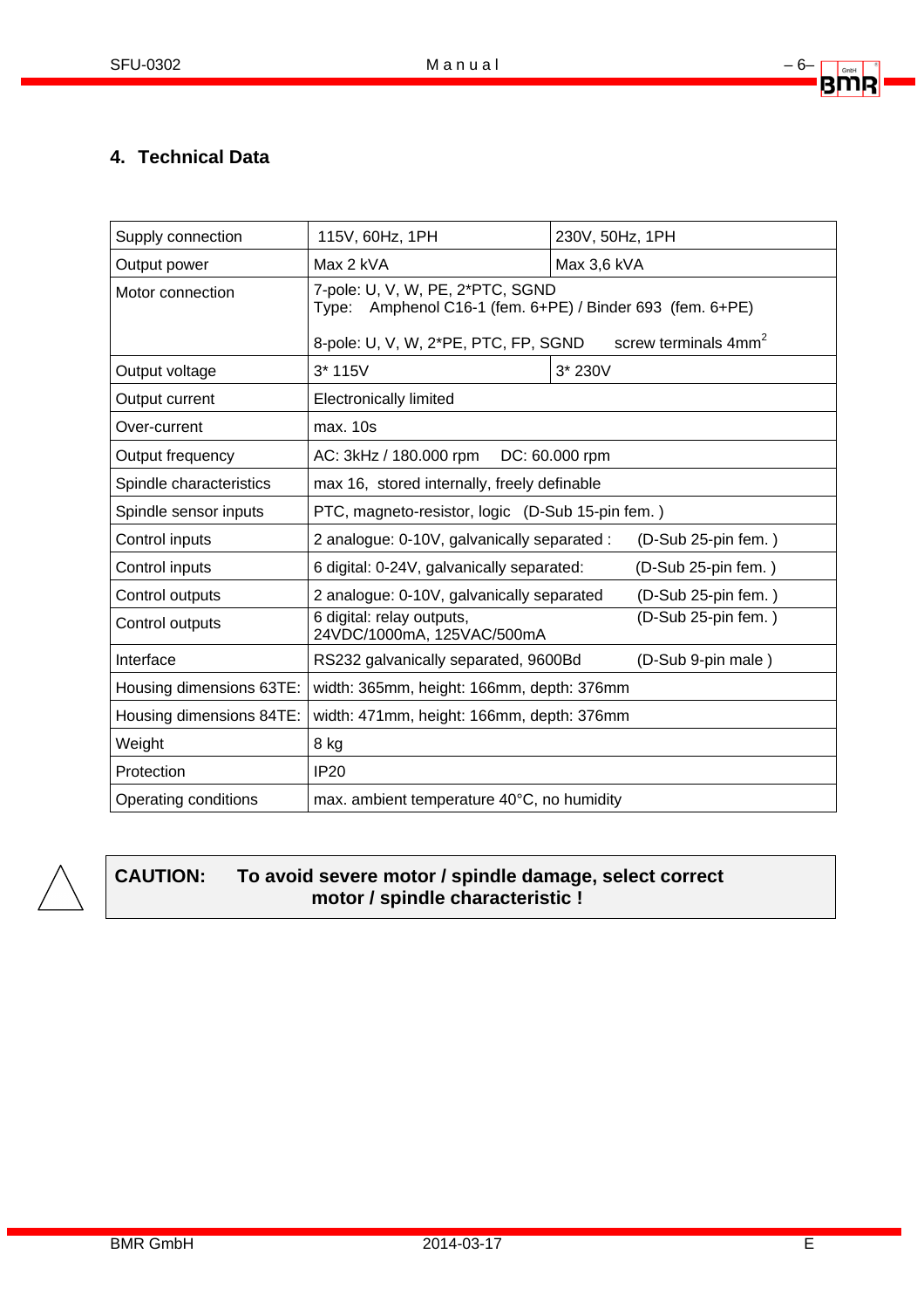## 4. Technical Data

| | | |
|---|---|---|
| Supply connection | 115V, 60Hz, 1PH | 230V, 50Hz, 1PH |
| Output power | Max 2 kVA | Max 3,6 kVA |
| Motor connection | 7-pole: U, V, W, PE, 2*PTC, SGND<br>Type: Amphenol C16-1 (fem. 6+PE) / Binder 693 (fem. 6+PE)<br><br>8-pole: U, V, W, 2*PE, PTC, FP, SGND screw terminals 4mm$^2$ | |
| Output voltage | 3* 115V | 3* 230V |
| Output current | Electronically limited | |
| Over-current | max. 10s | |
| Output frequency | AC: 3kHz / 180.000 rpm DC: 60.000 rpm | |
| Spindle characteristics | max 16, stored internally, freely definable | |
| Spindle sensor inputs | PTC, magneto-resistor, logic (D-Sub 15-pin fem. ) | |
| Control inputs | 2 analogue: 0-10V, galvanically separated : (D-Sub 25-pin fem. ) | |
| Control inputs | 6 digital: 0-24V, galvanically separated: (D-Sub 25-pin fem. ) | |
| Control outputs | 2 analogue: 0-10V, galvanically separated (D-Sub 25-pin fem. ) | |
| Control outputs | 6 digital: relay outputs, 24VDC/1000mA, 125VAC/500mA (D-Sub 25-pin fem. ) | |
| Interface | RS232 galvanically separated, 9600Bd (D-Sub 9-pin male ) | |
| Housing dimensions 63TE: | width: 365mm, height: 166mm, depth: 376mm | |
| Housing dimensions 84TE: | width: 471mm, height: 166mm, depth: 376mm | |
| Weight | 8 kg | |
| Protection | IP20 | |
| Operating conditions | max. ambient temperature 40°C, no humidity | |

**CAUTION: To avoid severe motor / spindle damage, select correct motor / spindle characteristic !**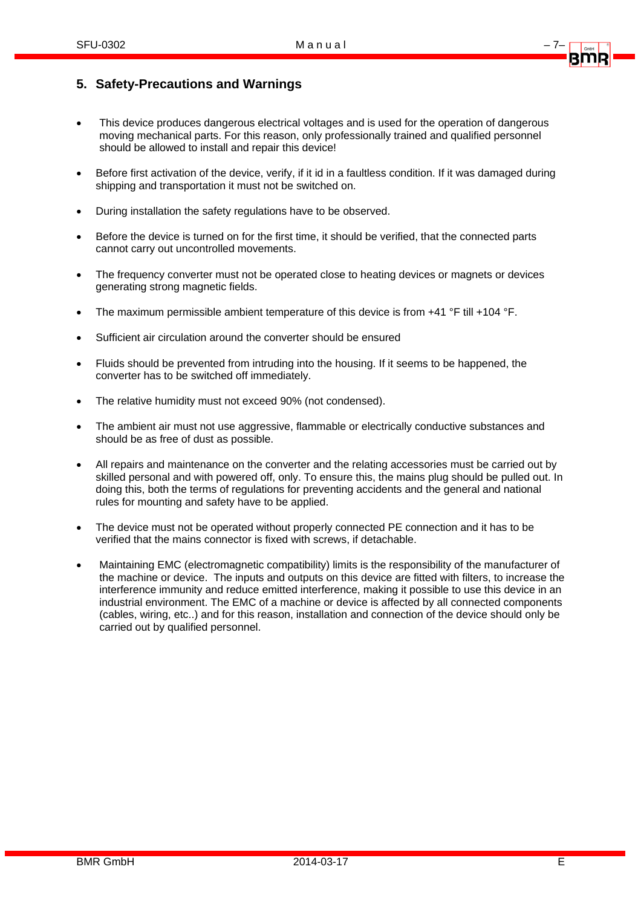## 5. Safety-Precautions and Warnings

- This device produces dangerous electrical voltages and is used for the operation of dangerous moving mechanical parts. For this reason, only professionally trained and qualified personnel should be allowed to install and repair this device!
- Before first activation of the device, verify, if it id in a faultless condition. If it was damaged during shipping and transportation it must not be switched on.
- During installation the safety regulations have to be observed.
- Before the device is turned on for the first time, it should be verified, that the connected parts cannot carry out uncontrolled movements.
- The frequency converter must not be operated close to heating devices or magnets or devices generating strong magnetic fields.
- The maximum permissible ambient temperature of this device is from +41 °F till +104 °F.
- Sufficient air circulation around the converter should be ensured
- Fluids should be prevented from intruding into the housing. If it seems to be happened, the converter has to be switched off immediately.
- The relative humidity must not exceed 90% (not condensed).
- The ambient air must not use aggressive, flammable or electrically conductive substances and should be as free of dust as possible.
- All repairs and maintenance on the converter and the relating accessories must be carried out by skilled personal and with powered off, only. To ensure this, the mains plug should be pulled out. In doing this, both the terms of regulations for preventing accidents and the general and national rules for mounting and safety have to be applied.
- The device must not be operated without properly connected PE connection and it has to be verified that the mains connector is fixed with screws, if detachable.
- Maintaining EMC (electromagnetic compatibility) limits is the responsibility of the manufacturer of the machine or device. The inputs and outputs on this device are fitted with filters, to increase the interference immunity and reduce emitted interference, making it possible to use this device in an industrial environment. The EMC of a machine or device is affected by all connected components (cables, wiring, etc..) and for this reason, installation and connection of the device should only be carried out by qualified personnel.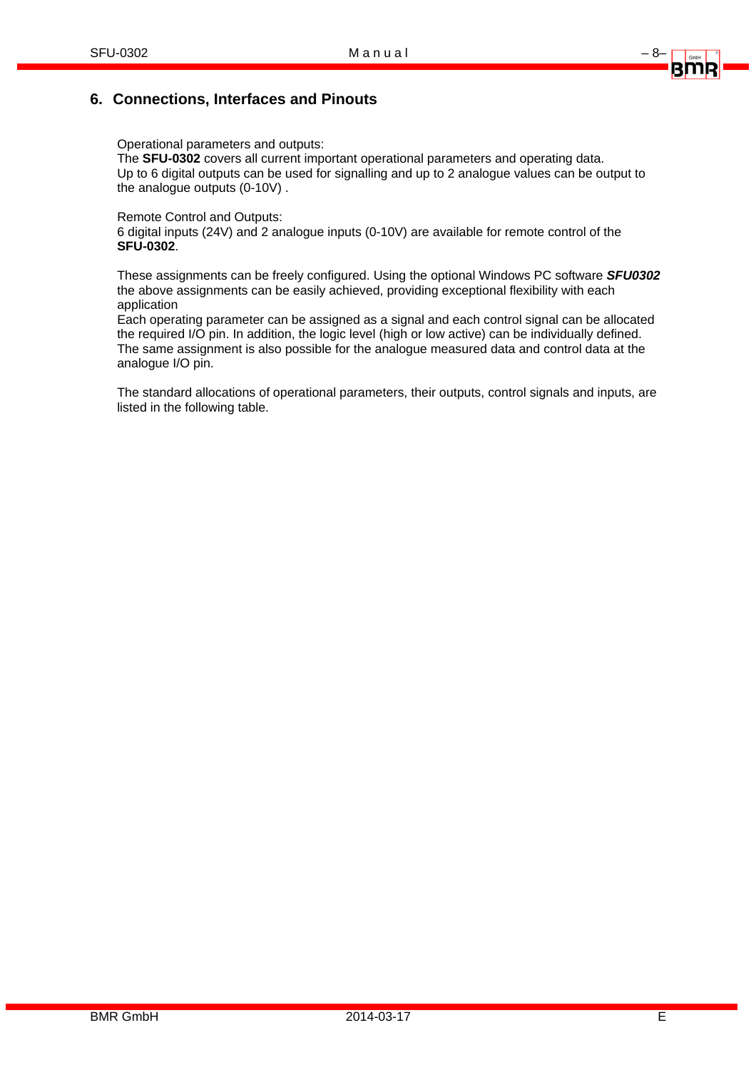## 6. Connections, Interfaces and Pinouts

Operational parameters and outputs:
The **SFU-0302** covers all current important operational parameters and operating data.
Up to 6 digital outputs can be used for signalling and up to 2 analogue values can be output to the analogue outputs (0-10V) .

Remote Control and Outputs:
6 digital inputs (24V) and 2 analogue inputs (0-10V) are available for remote control of the **SFU-0302**.

These assignments can be freely configured. Using the optional Windows PC software ***SFU0302*** the above assignments can be easily achieved, providing exceptional flexibility with each application
Each operating parameter can be assigned as a signal and each control signal can be allocated the required I/O pin. In addition, the logic level (high or low active) can be individually defined. The same assignment is also possible for the analogue measured data and control data at the analogue I/O pin.

The standard allocations of operational parameters, their outputs, control signals and inputs, are listed in the following table.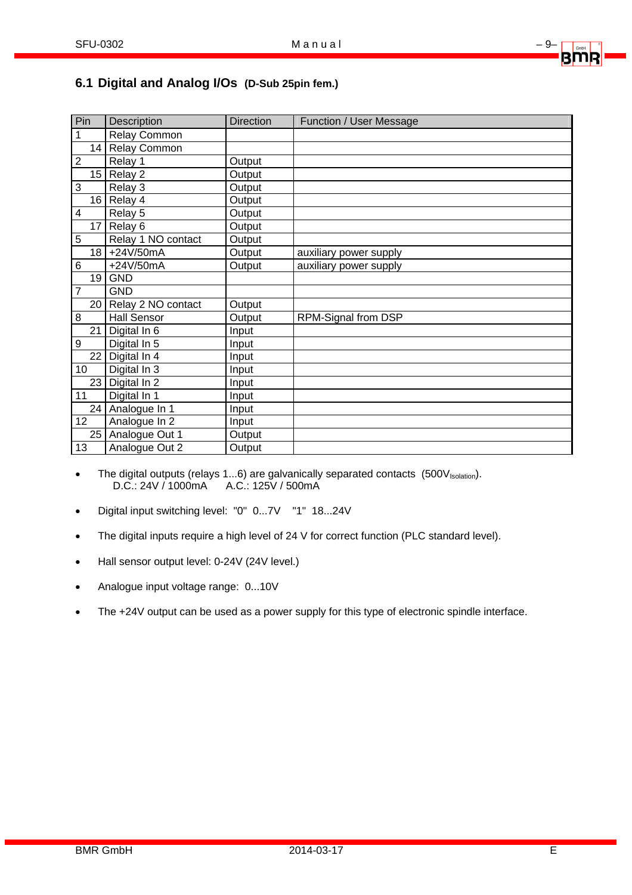## 6.1 Digital and Analog I/Os (D-Sub 25pin fem.)

| Pin | Description | Direction | Function / User Message |
|---|---|---|---|
| 1 | Relay Common | | |
| 14 | Relay Common | | |
| 2 | Relay 1 | Output | |
| 15 | Relay 2 | Output | |
| 3 | Relay 3 | Output | |
| 16 | Relay 4 | Output | |
| 4 | Relay 5 | Output | |
| 17 | Relay 6 | Output | |
| 5 | Relay 1 NO contact | Output | |
| 18 | +24V/50mA | Output | auxiliary power supply |
| 6 | +24V/50mA | Output | auxiliary power supply |
| 19 | GND | | |
| 7 | GND | | |
| 20 | Relay 2 NO contact | Output | |
| 8 | Hall Sensor | Output | RPM-Signal from DSP |
| 21 | Digital In 6 | Input | |
| 9 | Digital In 5 | Input | |
| 22 | Digital In 4 | Input | |
| 10 | Digital In 3 | Input | |
| 23 | Digital In 2 | Input | |
| 11 | Digital In 1 | Input | |
| 24 | Analogue In 1 | Input | |
| 12 | Analogue In 2 | Input | |
| 25 | Analogue Out 1 | Output | |
| 13 | Analogue Out 2 | Output | |

- The digital outputs (relays 1...6) are galvanically separated contacts (500$V_{Isolation}$).
  D.C.: 24V / 1000mA A.C.: 125V / 500mA
- Digital input switching level: "0" 0...7V "1" 18...24V
- The digital inputs require a high level of 24 V for correct function (PLC standard level).
- Hall sensor output level: 0-24V (24V level.)
- Analogue input voltage range: 0...10V
- The +24V output can be used as a power supply for this type of electronic spindle interface.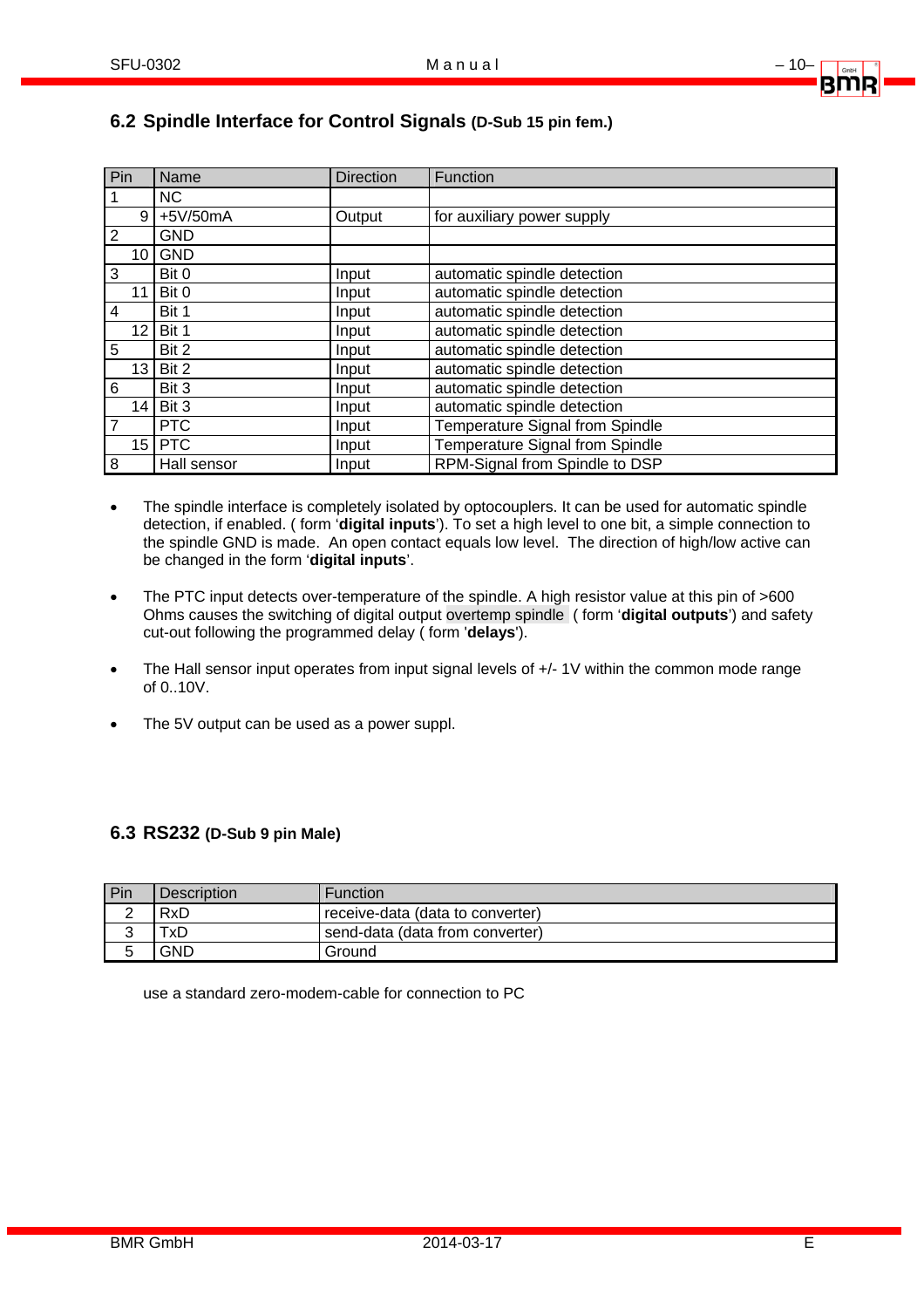## 6.2 Spindle Interface for Control Signals (D-Sub 15 pin fem.)

| Pin | Name | Direction | Function |
|---|---|---|---|
| 1 | NC | | |
| 9 | +5V/50mA | Output | for auxiliary power supply |
| 2 | GND | | |
| 10 | GND | | |
| 3 | Bit 0 | Input | automatic spindle detection |
| 11 | Bit 0 | Input | automatic spindle detection |
| 4 | Bit 1 | Input | automatic spindle detection |
| 12 | Bit 1 | Input | automatic spindle detection |
| 5 | Bit 2 | Input | automatic spindle detection |
| 13 | Bit 2 | Input | automatic spindle detection |
| 6 | Bit 3 | Input | automatic spindle detection |
| 14 | Bit 3 | Input | automatic spindle detection |
| 7 | PTC | Input | Temperature Signal from Spindle |
| 15 | PTC | Input | Temperature Signal from Spindle |
| 8 | Hall sensor | Input | RPM-Signal from Spindle to DSP |

- The spindle interface is completely isolated by optocouplers. It can be used for automatic spindle detection, if enabled. ( form '**digital inputs**'). To set a high level to one bit, a simple connection to the spindle GND is made. An open contact equals low level. The direction of high/low active can be changed in the form '**digital inputs**'.
- The PTC input detects over-temperature of the spindle. A high resistor value at this pin of >600 Ohms causes the switching of digital output overtemp spindle ( form '**digital outputs**') and safety cut-out following the programmed delay ( form '**delays**').
- The Hall sensor input operates from input signal levels of +/- 1V within the common mode range of 0..10V.
- The 5V output can be used as a power suppl.

## 6.3 RS232 (D-Sub 9 pin Male)

| Pin | Description | Function |
|---|---|---|
| 2 | RxD | receive-data (data to converter) |
| 3 | TxD | send-data (data from converter) |
| 5 | GND | Ground |

use a standard zero-modem-cable for connection to PC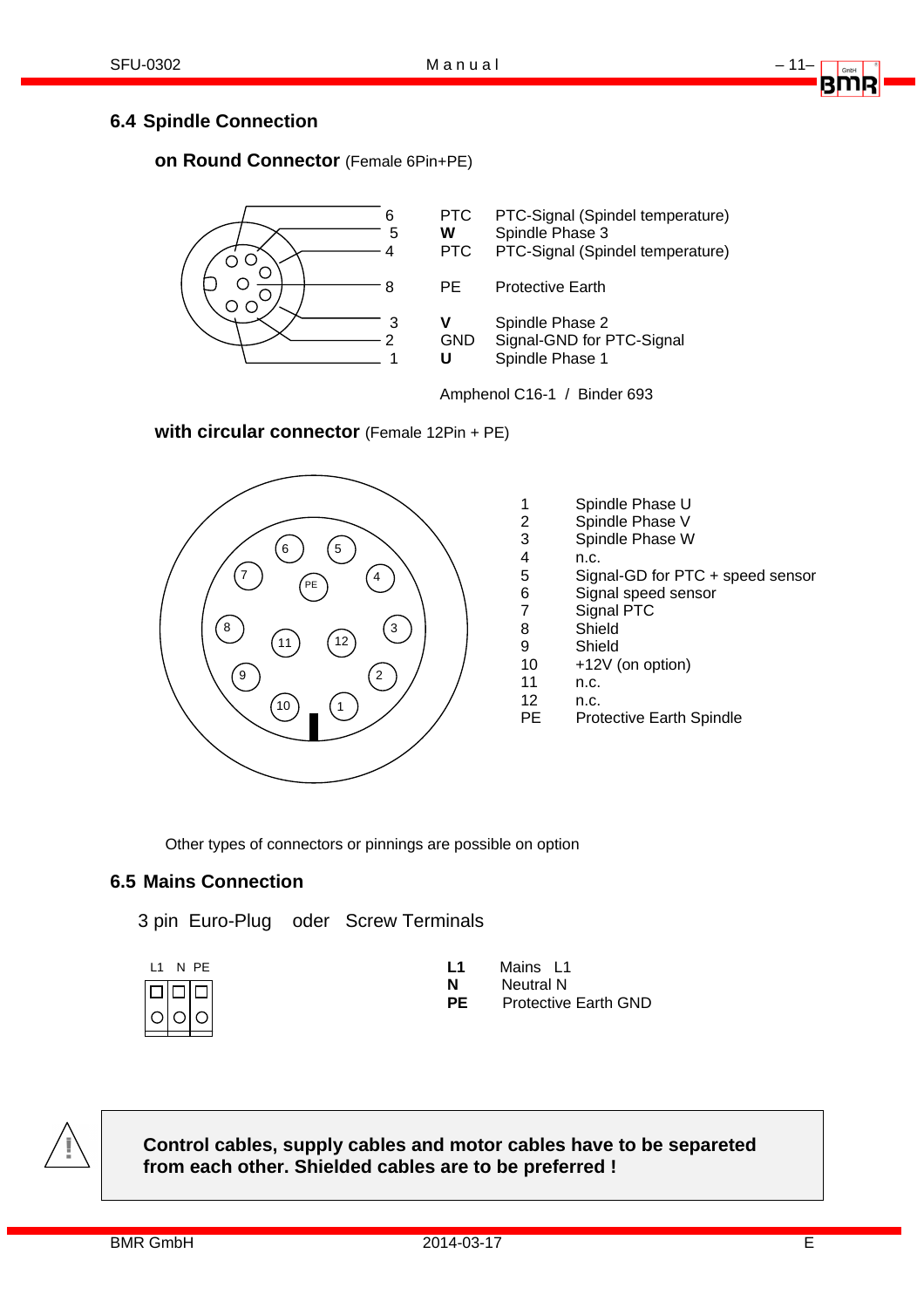## 6.4 Spindle Connection

**on Round Connector** (Female 6Pin+PE)

| Pin | Signal | Description |
|---|---|---|
| 6 | PTC | PTC-Signal (Spindel temperature) |
| 5 | **W** | Spindle Phase 3 |
| 4 | PTC | PTC-Signal (Spindel temperature) |
| 8 | PE | Protective Earth |
| 3 | **V** | Spindle Phase 2 |
| 2 | GND | Signal-GND for PTC-Signal |
| 1 | **U** | Spindle Phase 1 |

Amphenol C16-1 / Binder 693

**with circular connector** (Female 12Pin + PE)

| Pin | Description |
|---|---|
| 1 | Spindle Phase U |
| 2 | Spindle Phase V |
| 3 | Spindle Phase W |
| 4 | n.c. |
| 5 | Signal-GD for PTC + speed sensor |
| 6 | Signal speed sensor |
| 7 | Signal PTC |
| 8 | Shield |
| 9 | Shield |
| 10 | +12V (on option) |
| 11 | n.c. |
| 12 | n.c. |
| PE | Protective Earth Spindle |

Other types of connectors or pinnings are possible on option

## 6.5 Mains Connection

3 pin Euro-Plug oder Screw Terminals

L1 N PE

| | |
|---|---|
| **L1** | Mains L1 |
| **N** | Neutral N |
| **PE** | Protective Earth GND |

**Control cables, supply cables and motor cables have to be separeted from each other. Shielded cables are to be preferred !**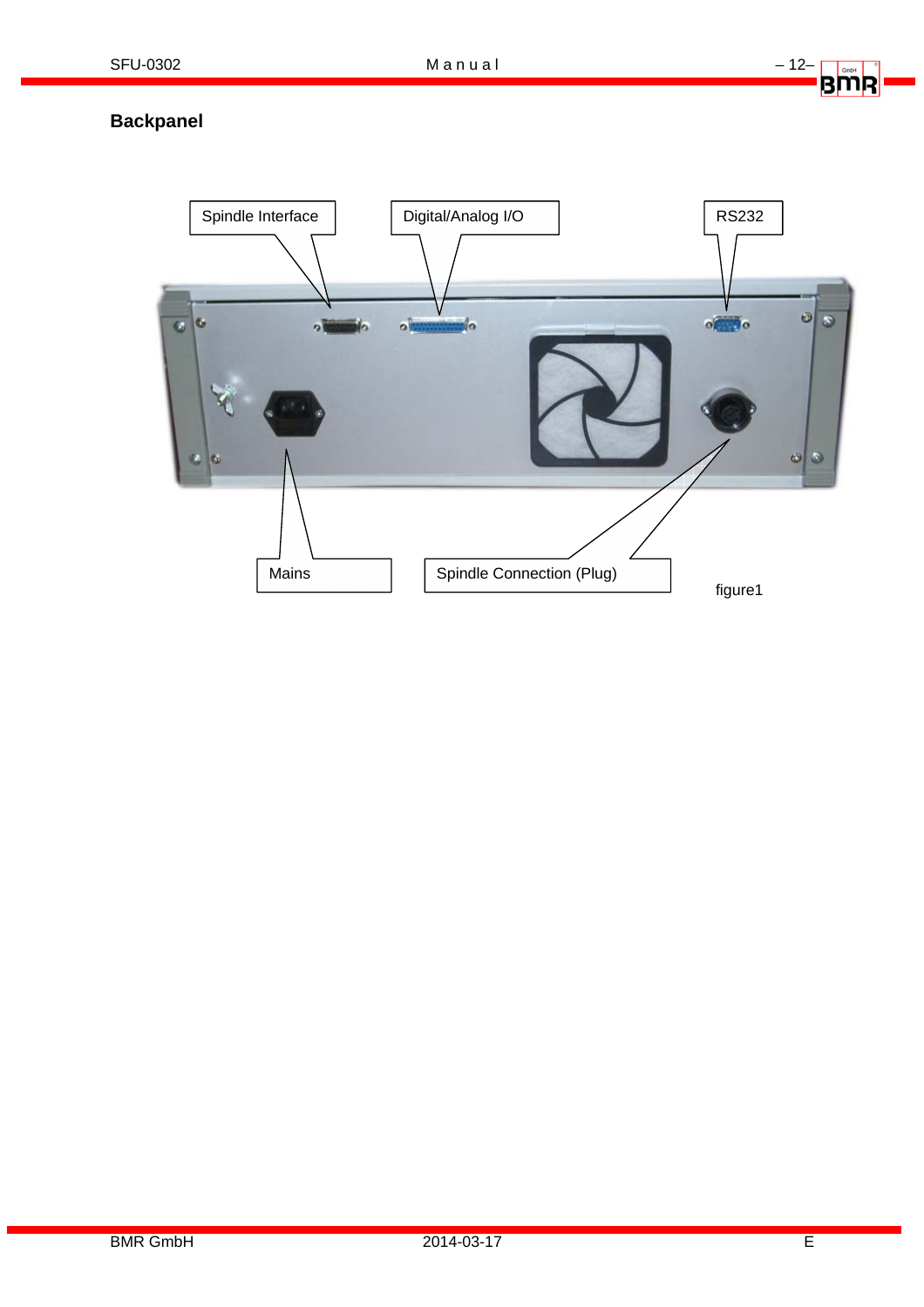## Backpanel

Spindle Interface

Digital/Analog I/O

RS232

Mains

Spindle Connection (Plug)

figure1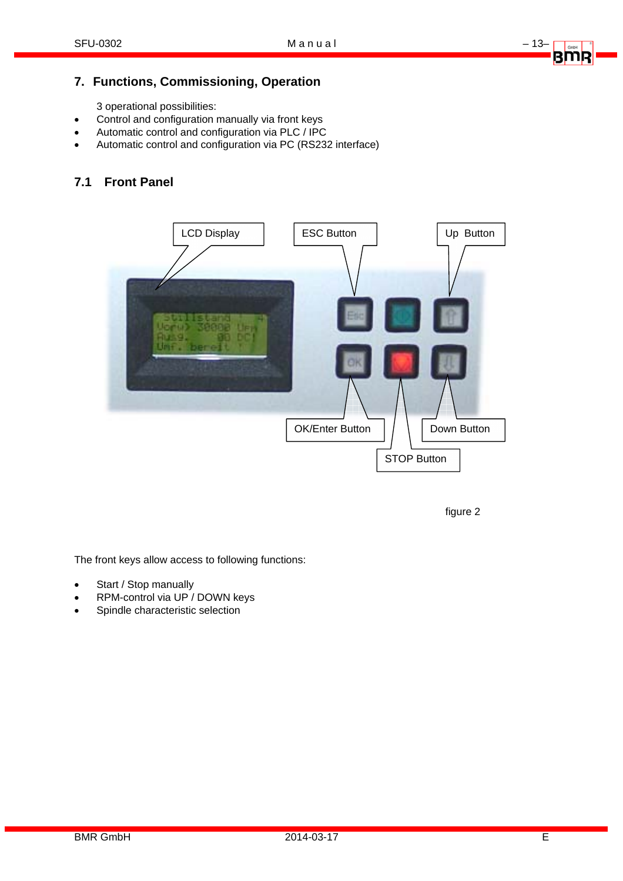## 7. Functions, Commissioning, Operation

3 operational possibilities:

- Control and configuration manually via front keys
- Automatic control and configuration via PLC / IPC
- Automatic control and configuration via PC (RS232 interface)

### 7.1 Front Panel

LCD Display

ESC Button

Up Button

OK/Enter Button

Down Button

STOP Button

figure 2

The front keys allow access to following functions:

- Start / Stop manually
- RPM-control via UP / DOWN keys
- Spindle characteristic selection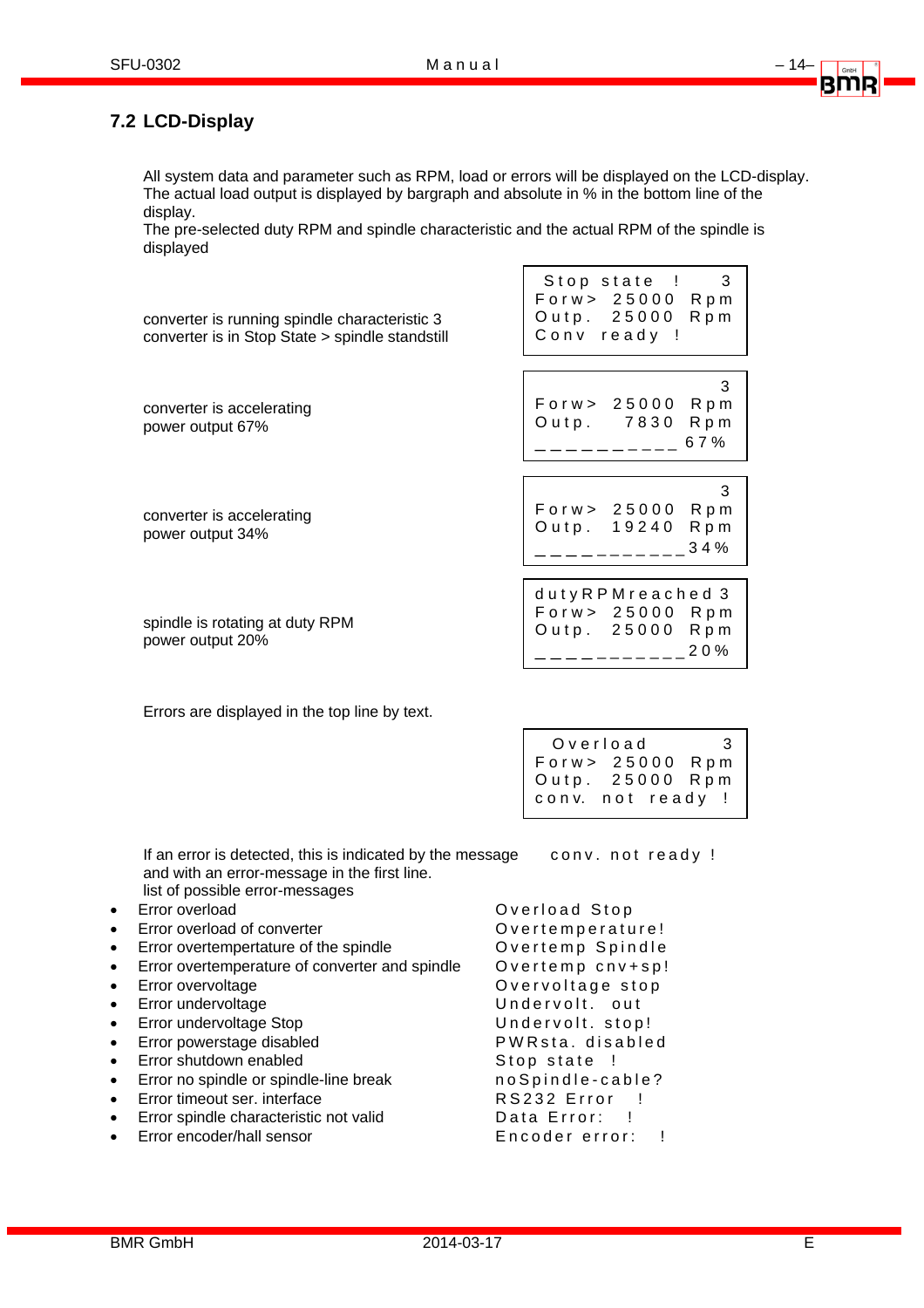## 7.2 LCD-Display

All system data and parameter such as RPM, load or errors will be displayed on the LCD-display.
The actual load output is displayed by bargraph and absolute in % in the bottom line of the display.
The pre-selected duty RPM and spindle characteristic and the actual RPM of the spindle is displayed

converter is running spindle characteristic 3
converter is in Stop State > spindle standstill

```
 Stop state  !   3
Forw> 25000 Rpm
Outp. 25000 Rpm
Conv ready !
```

converter is accelerating
power output 67%

```
                 3
Forw> 25000 Rpm
Outp.  7830 Rpm
__________ 67%
```

converter is accelerating
power output 34%

```
                 3
Forw> 25000 Rpm
Outp. 19240 Rpm
___________34%
```

spindle is rotating at duty RPM
power output 20%

```
dutyRPMreached 3
Forw> 25000 Rpm
Outp. 25000 Rpm
___________20%
```

Errors are displayed in the top line by text.

```
 Overload        3
Forw> 25000 Rpm
Outp. 25000 Rpm
conv. not ready !
```

If an error is detected, this is indicated by the message conv. not ready ! and with an error-message in the first line.
list of possible error-messages

| Error | Message |
|---|---|
| • Error overload | Overload Stop |
| • Error overload of converter | Overtemperature! |
| • Error overtempertature of the spindle | Overtemp Spindle |
| • Error overtemperature of converter and spindle | Overtemp cnv+sp! |
| • Error overvoltage | Overvoltage stop |
| • Error undervoltage | Undervolt. out |
| • Error undervoltage Stop | Undervolt. stop! |
| • Error powerstage disabled | PWRsta. disabled |
| • Error shutdown enabled | Stop state ! |
| • Error no spindle or spindle-line break | noSpindle-cable? |
| • Error timeout ser. interface | RS232 Error ! |
| • Error spindle characteristic not valid | Data Error: ! |
| • Error encoder/hall sensor | Encoder error: ! |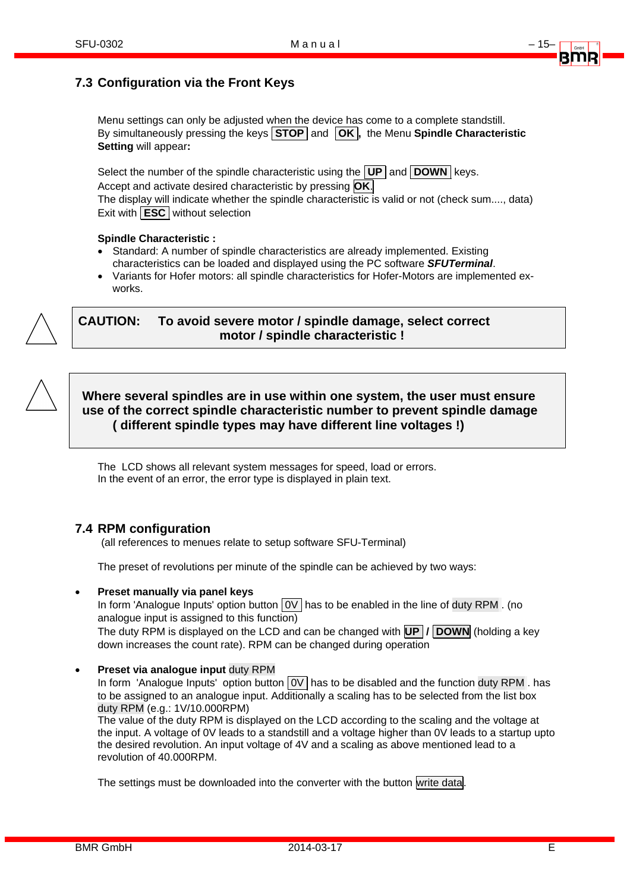## 7.3 Configuration via the Front Keys

Menu settings can only be adjusted when the device has come to a complete standstill.
By simultaneously pressing the keys **STOP** and **OK**, the Menu **Spindle Characteristic Setting** will appear**:**

Select the number of the spindle characteristic using the **UP** and **DOWN** keys.
Accept and activate desired characteristic by pressing **OK**.
The display will indicate whether the spindle characteristic is valid or not (check sum...., data)
Exit with **ESC** without selection

**Spindle Characteristic :**

- Standard: A number of spindle characteristics are already implemented. Existing characteristics can be loaded and displayed using the PC software ***SFUTerminal***.
- Variants for Hofer motors: all spindle characteristics for Hofer-Motors are implemented ex-works.

**CAUTION: To avoid severe motor / spindle damage, select correct motor / spindle characteristic !**

**Where several spindles are in use within one system, the user must ensure use of the correct spindle characteristic number to prevent spindle damage ( different spindle types may have different line voltages !)**

The LCD shows all relevant system messages for speed, load or errors.
In the event of an error, the error type is displayed in plain text.

## 7.4 RPM configuration

(all references to menues relate to setup software SFU-Terminal)

The preset of revolutions per minute of the spindle can be achieved by two ways:

- **Preset manually via panel keys**
  In form 'Analogue Inputs' option button 0V has to be enabled in the line of duty RPM . (no analogue input is assigned to this function)
  The duty RPM is displayed on the LCD and can be changed with **UP** / **DOWN** (holding a key down increases the count rate). RPM can be changed during operation

- **Preset via analogue input** duty RPM
  In form 'Analogue Inputs' option button 0V has to be disabled and the function duty RPM . has to be assigned to an analogue input. Additionally a scaling has to be selected from the list box duty RPM (e.g.: 1V/10.000RPM)
  The value of the duty RPM is displayed on the LCD according to the scaling and the voltage at the input. A voltage of 0V leads to a standstill and a voltage higher than 0V leads to a startup upto the desired revolution. An input voltage of 4V and a scaling as above mentioned lead to a revolution of 40.000RPM.

The settings must be downloaded into the converter with the button write data.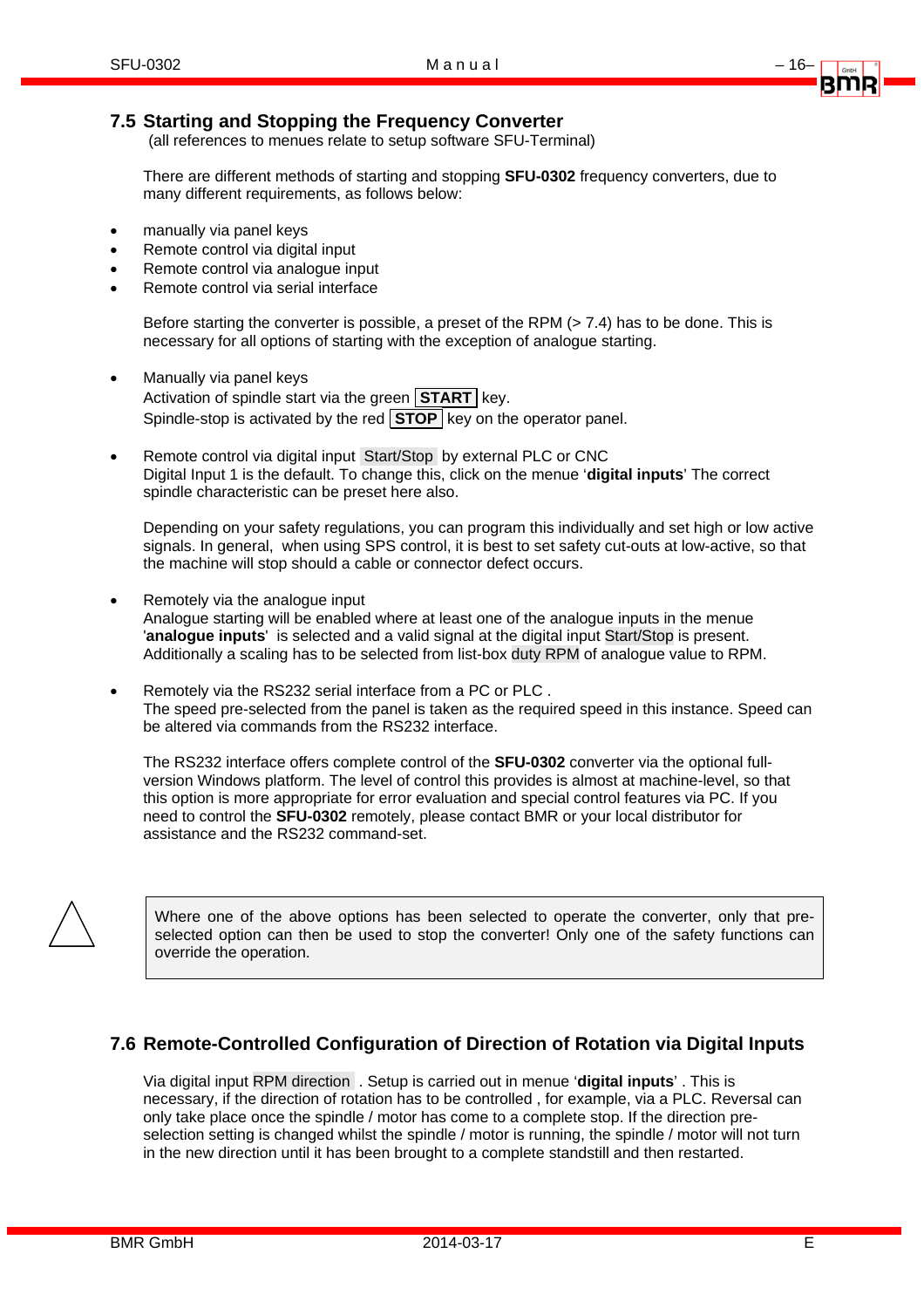## 7.5 Starting and Stopping the Frequency Converter

(all references to menues relate to setup software SFU-Terminal)

There are different methods of starting and stopping **SFU-0302** frequency converters, due to many different requirements, as follows below:

- manually via panel keys
- Remote control via digital input
- Remote control via analogue input
- Remote control via serial interface

Before starting the converter is possible, a preset of the RPM (> 7.4) has to be done. This is necessary for all options of starting with the exception of analogue starting.

- Manually via panel keys
  Activation of spindle start via the green **START** key.
  Spindle-stop is activated by the red **STOP** key on the operator panel.

- Remote control via digital input Start/Stop by external PLC or CNC
  Digital Input 1 is the default. To change this, click on the menue '**digital inputs**' The correct spindle characteristic can be preset here also.

  Depending on your safety regulations, you can program this individually and set high or low active signals. In general, when using SPS control, it is best to set safety cut-outs at low-active, so that the machine will stop should a cable or connector defect occurs.

- Remotely via the analogue input
  Analogue starting will be enabled where at least one of the analogue inputs in the menue '**analogue inputs**' is selected and a valid signal at the digital input Start/Stop is present. Additionally a scaling has to be selected from list-box duty RPM of analogue value to RPM.

- Remotely via the RS232 serial interface from a PC or PLC .
  The speed pre-selected from the panel is taken as the required speed in this instance. Speed can be altered via commands from the RS232 interface.

  The RS232 interface offers complete control of the **SFU-0302** converter via the optional full-version Windows platform. The level of control this provides is almost at machine-level, so that this option is more appropriate for error evaluation and special control features via PC. If you need to control the **SFU-0302** remotely, please contact BMR or your local distributor for assistance and the RS232 command-set.

> ⚠ Where one of the above options has been selected to operate the converter, only that pre-selected option can then be used to stop the converter! Only one of the safety functions can override the operation.

## 7.6 Remote-Controlled Configuration of Direction of Rotation via Digital Inputs

Via digital input RPM direction . Setup is carried out in menue '**digital inputs**' . This is necessary, if the direction of rotation has to be controlled , for example, via a PLC. Reversal can only take place once the spindle / motor has come to a complete stop. If the direction pre-selection setting is changed whilst the spindle / motor is running, the spindle / motor will not turn in the new direction until it has been brought to a complete standstill and then restarted.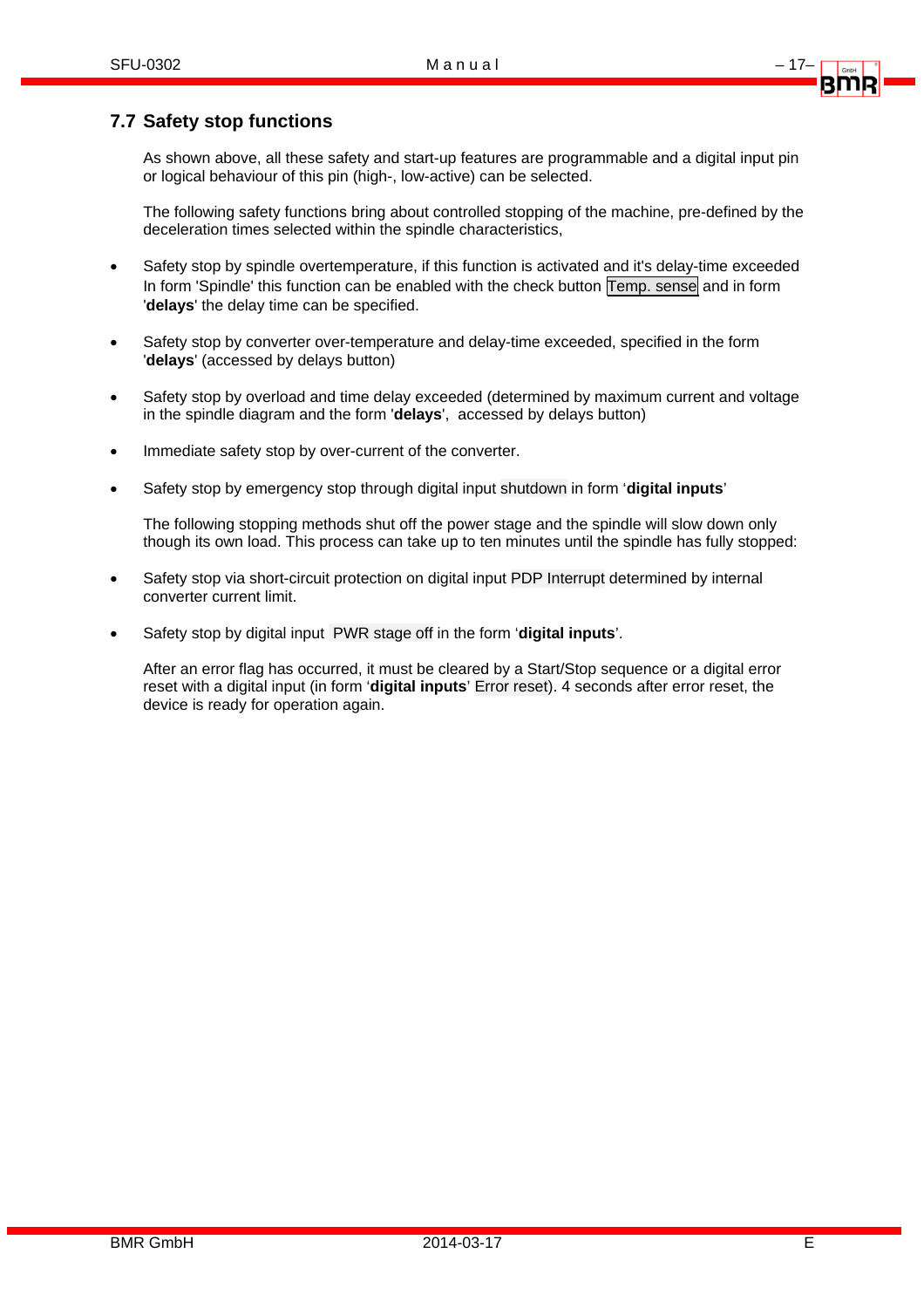## 7.7 Safety stop functions

As shown above, all these safety and start-up features are programmable and a digital input pin or logical behaviour of this pin (high-, low-active) can be selected.

The following safety functions bring about controlled stopping of the machine, pre-defined by the deceleration times selected within the spindle characteristics,

- Safety stop by spindle overtemperature, if this function is activated and it's delay-time exceeded In form 'Spindle' this function can be enabled with the check button Temp. sense and in form '**delays**' the delay time can be specified.

- Safety stop by converter over-temperature and delay-time exceeded, specified in the form '**delays**' (accessed by delays button)

- Safety stop by overload and time delay exceeded (determined by maximum current and voltage in the spindle diagram and the form '**delays**', accessed by delays button)

- Immediate safety stop by over-current of the converter.

- Safety stop by emergency stop through digital input shutdown in form '**digital inputs**'

  The following stopping methods shut off the power stage and the spindle will slow down only though its own load. This process can take up to ten minutes until the spindle has fully stopped:

- Safety stop via short-circuit protection on digital input PDP Interrupt determined by internal converter current limit.

- Safety stop by digital input PWR stage off in the form '**digital inputs**'.

  After an error flag has occurred, it must be cleared by a Start/Stop sequence or a digital error reset with a digital input (in form '**digital inputs**' Error reset). 4 seconds after error reset, the device is ready for operation again.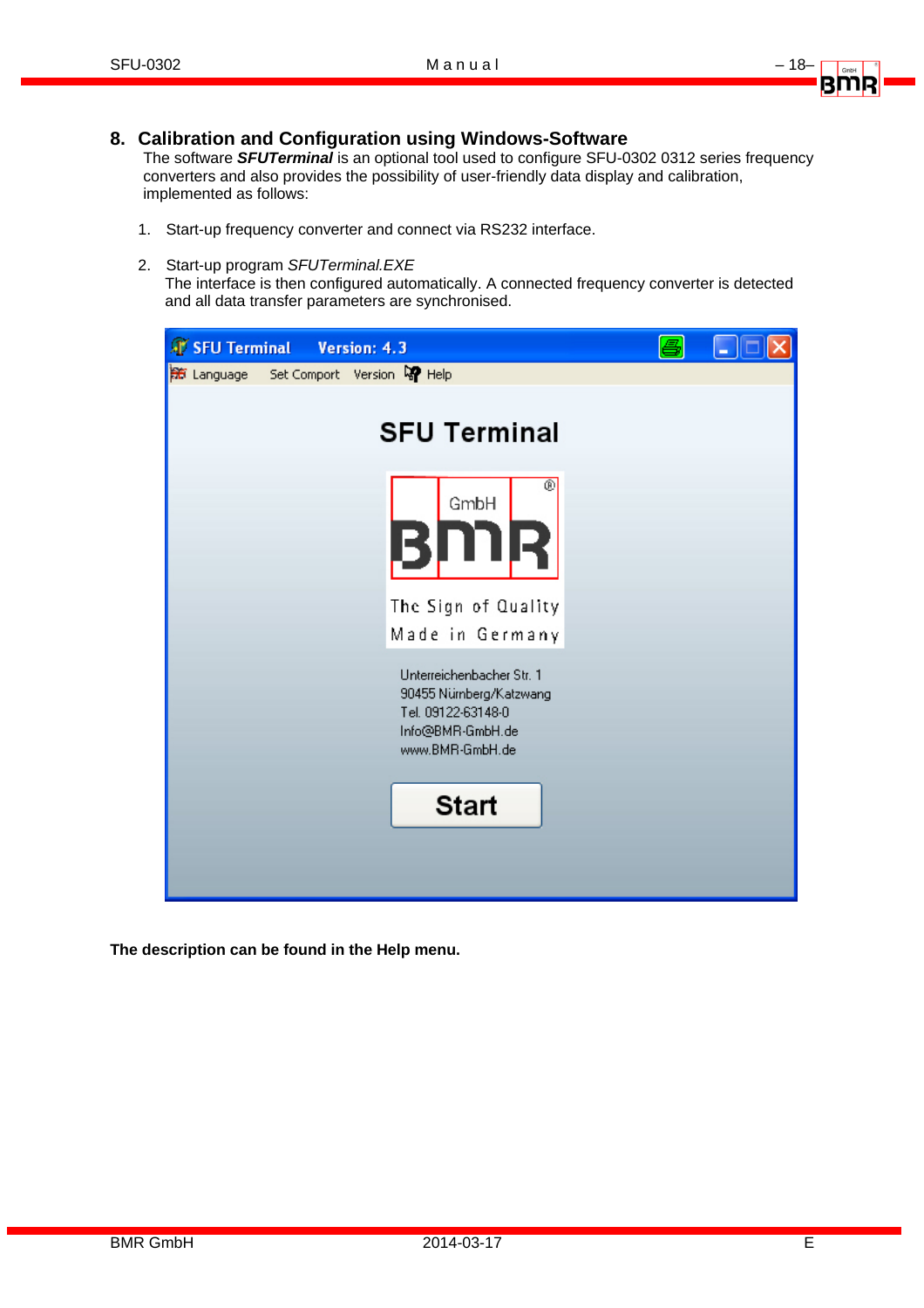## 8. Calibration and Configuration using Windows-Software

The software ***SFUTerminal*** is an optional tool used to configure SFU-0302 0312 series frequency converters and also provides the possibility of user-friendly data display and calibration, implemented as follows:

1. Start-up frequency converter and connect via RS232 interface.

2. Start-up program *SFUTerminal.EXE*
   The interface is then configured automatically. A connected frequency converter is detected and all data transfer parameters are synchronised.

**The description can be found in the Help menu.**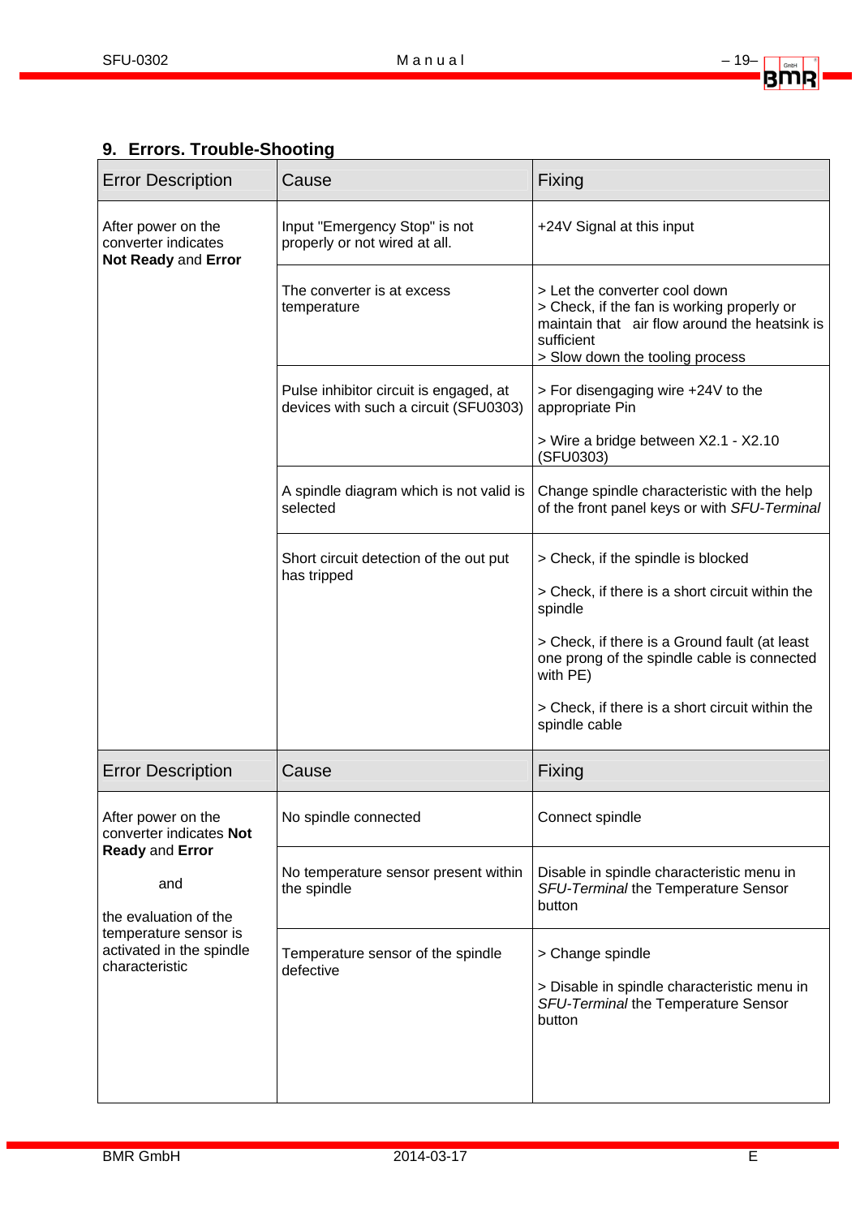## 9. Errors. Trouble-Shooting

| Error Description | Cause | Fixing |
|---|---|---|
| After power on the converter indicates **Not Ready** and **Error** | Input "Emergency Stop" is not properly or not wired at all. | +24V Signal at this input |
| | The converter is at excess temperature | > Let the converter cool down<br>> Check, if the fan is working properly or maintain that air flow around the heatsink is sufficient<br>> Slow down the tooling process |
| | Pulse inhibitor circuit is engaged, at devices with such a circuit (SFU0303) | > For disengaging wire +24V to the appropriate Pin<br><br>> Wire a bridge between X2.1 - X2.10 (SFU0303) |
| | A spindle diagram which is not valid is selected | Change spindle characteristic with the help of the front panel keys or with *SFU-Terminal* |
| | Short circuit detection of the out put has tripped | > Check, if the spindle is blocked<br><br>> Check, if there is a short circuit within the spindle<br><br>> Check, if there is a Ground fault (at least one prong of the spindle cable is connected with PE)<br><br>> Check, if there is a short circuit within the spindle cable |

| Error Description | Cause | Fixing |
|---|---|---|
| After power on the converter indicates **Not Ready** and **Error**<br><br>and<br><br>the evaluation of the temperature sensor is activated in the spindle characteristic | No spindle connected | Connect spindle |
| | No temperature sensor present within the spindle | Disable in spindle characteristic menu in *SFU-Terminal* the Temperature Sensor button |
| | Temperature sensor of the spindle defective | > Change spindle<br><br>> Disable in spindle characteristic menu in *SFU-Terminal* the Temperature Sensor button |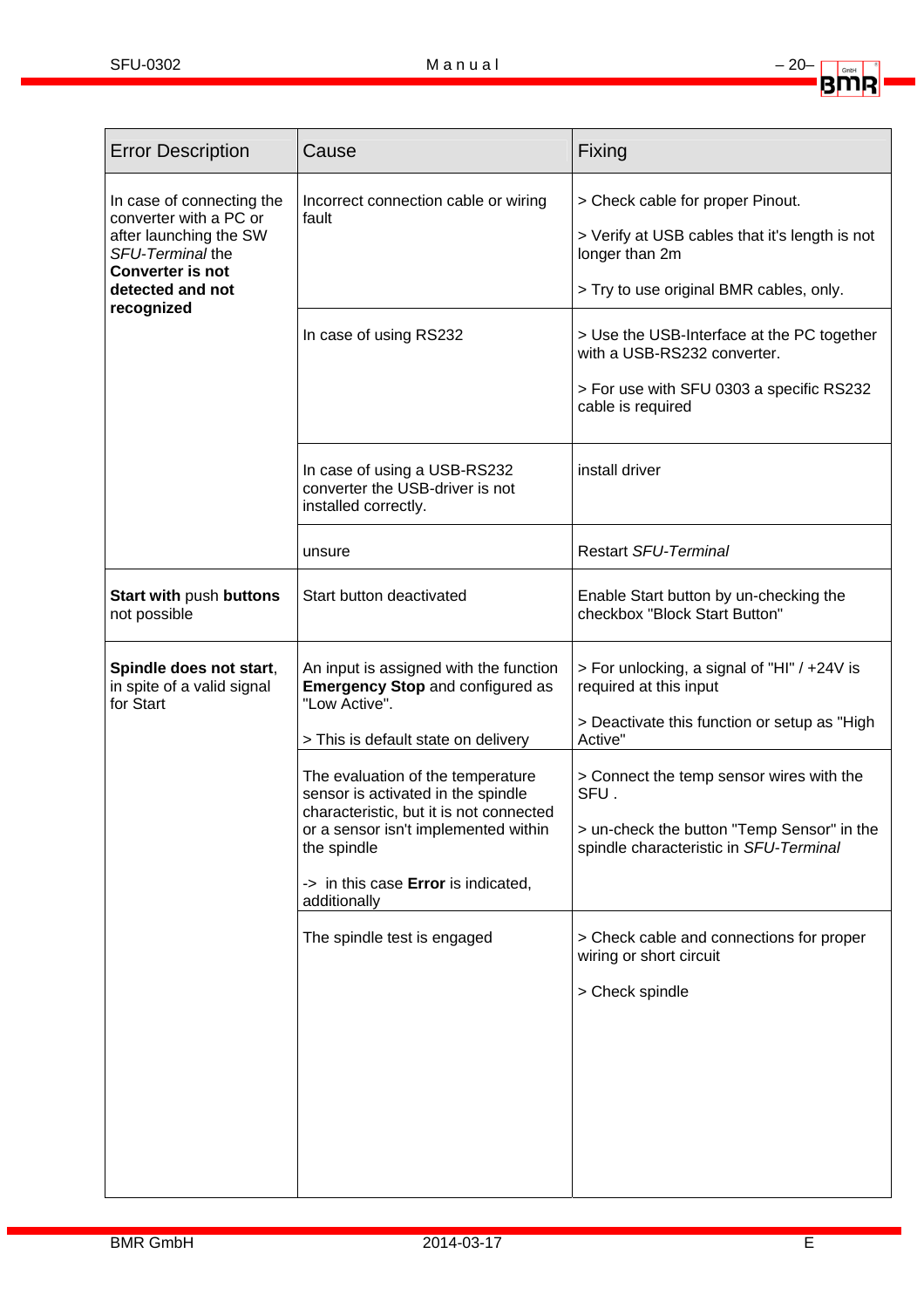| Error Description | Cause | Fixing |
|---|---|---|
| In case of connecting the converter with a PC or after launching the SW *SFU-Terminal* the **Converter is not detected and not recognized** | Incorrect connection cable or wiring fault | > Check cable for proper Pinout.<br><br>> Verify at USB cables that it's length is not longer than 2m<br><br>> Try to use original BMR cables, only. |
| | In case of using RS232 | > Use the USB-Interface at the PC together with a USB-RS232 converter.<br><br>> For use with SFU 0303 a specific RS232 cable is required |
| | In case of using a USB-RS232 converter the USB-driver is not installed correctly. | install driver |
| | unsure | Restart *SFU-Terminal* |
| **Start with** push **buttons** not possible | Start button deactivated | Enable Start button by un-checking the checkbox "Block Start Button" |
| **Spindle does not start**, in spite of a valid signal for Start | An input is assigned with the function **Emergency Stop** and configured as "Low Active".<br><br>> This is default state on delivery | > For unlocking, a signal of "HI" / +24V is required at this input<br><br>> Deactivate this function or setup as "High Active" |
| | The evaluation of the temperature sensor is activated in the spindle characteristic, but it is not connected or a sensor isn't implemented within the spindle<br><br>-> in this case **Error** is indicated, additionally | > Connect the temp sensor wires with the SFU .<br><br>> un-check the button "Temp Sensor" in the spindle characteristic in *SFU-Terminal* |
| | The spindle test is engaged | > Check cable and connections for proper wiring or short circuit<br><br>> Check spindle |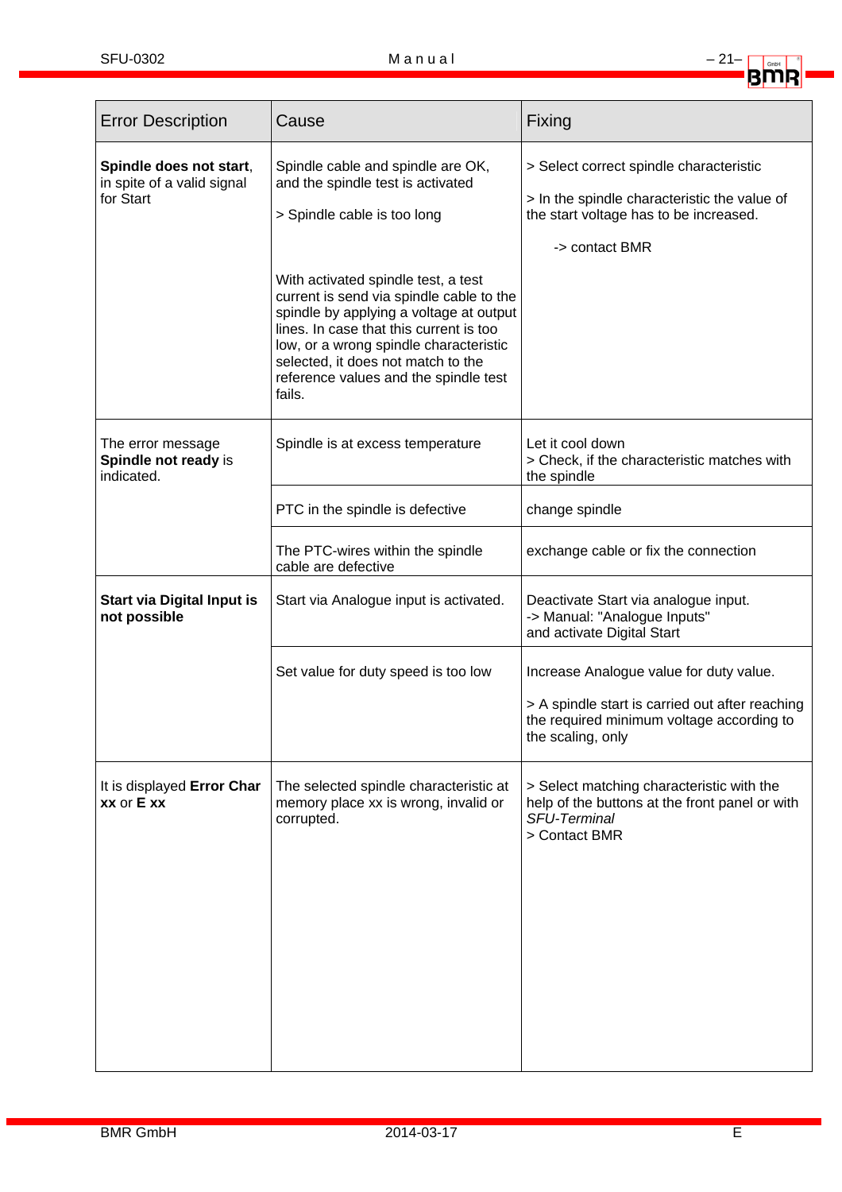| Error Description | Cause | Fixing |
|---|---|---|
| **Spindle does not start**, in spite of a valid signal for Start | Spindle cable and spindle are OK, and the spindle test is activated<br><br>> Spindle cable is too long<br><br>With activated spindle test, a test current is send via spindle cable to the spindle by applying a voltage at output lines. In case that this current is too low, or a wrong spindle characteristic selected, it does not match to the reference values and the spindle test fails. | > Select correct spindle characteristic<br><br>> In the spindle characteristic the value of the start voltage has to be increased.<br><br>-> contact BMR |
| The error message **Spindle not ready** is indicated. | Spindle is at excess temperature | Let it cool down<br>> Check, if the characteristic matches with the spindle |
| | PTC in the spindle is defective | change spindle |
| | The PTC-wires within the spindle cable are defective | exchange cable or fix the connection |
| **Start via Digital Input is not possible** | Start via Analogue input is activated. | Deactivate Start via analogue input.<br>-> Manual: "Analogue Inputs"<br>and activate Digital Start |
| | Set value for duty speed is too low | Increase Analogue value for duty value.<br><br>> A spindle start is carried out after reaching the required minimum voltage according to the scaling, only |
| It is displayed **Error Char xx** or **E xx** | The selected spindle characteristic at memory place xx is wrong, invalid or corrupted. | > Select matching characteristic with the help of the buttons at the front panel or with *SFU-Terminal*<br>> Contact BMR |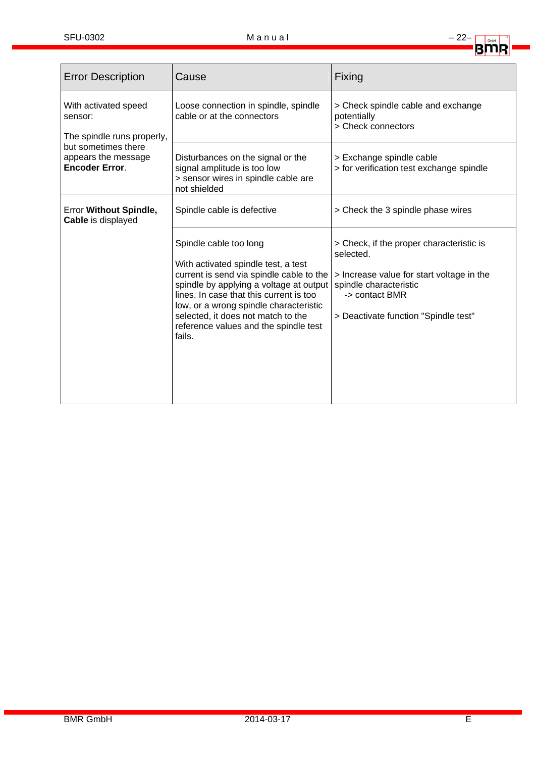| Error Description | Cause | Fixing |
|---|---|---|
| With activated speed sensor:<br><br>The spindle runs properly, but sometimes there appears the message **Encoder Error**. | Loose connection in spindle, spindle cable or at the connectors | > Check spindle cable and exchange potentially<br>> Check connectors |
| | Disturbances on the signal or the signal amplitude is too low<br>> sensor wires in spindle cable are not shielded | > Exchange spindle cable<br>> for verification test exchange spindle |
| Error **Without Spindle, Cable** is displayed | Spindle cable is defective | > Check the 3 spindle phase wires |
| | Spindle cable too long<br><br>With activated spindle test, a test current is send via spindle cable to the spindle by applying a voltage at output lines. In case that this current is too low, or a wrong spindle characteristic selected, it does not match to the reference values and the spindle test fails. | > Check, if the proper characteristic is selected.<br><br>> Increase value for start voltage in the spindle characteristic<br>-> contact BMR<br><br>> Deactivate function "Spindle test" |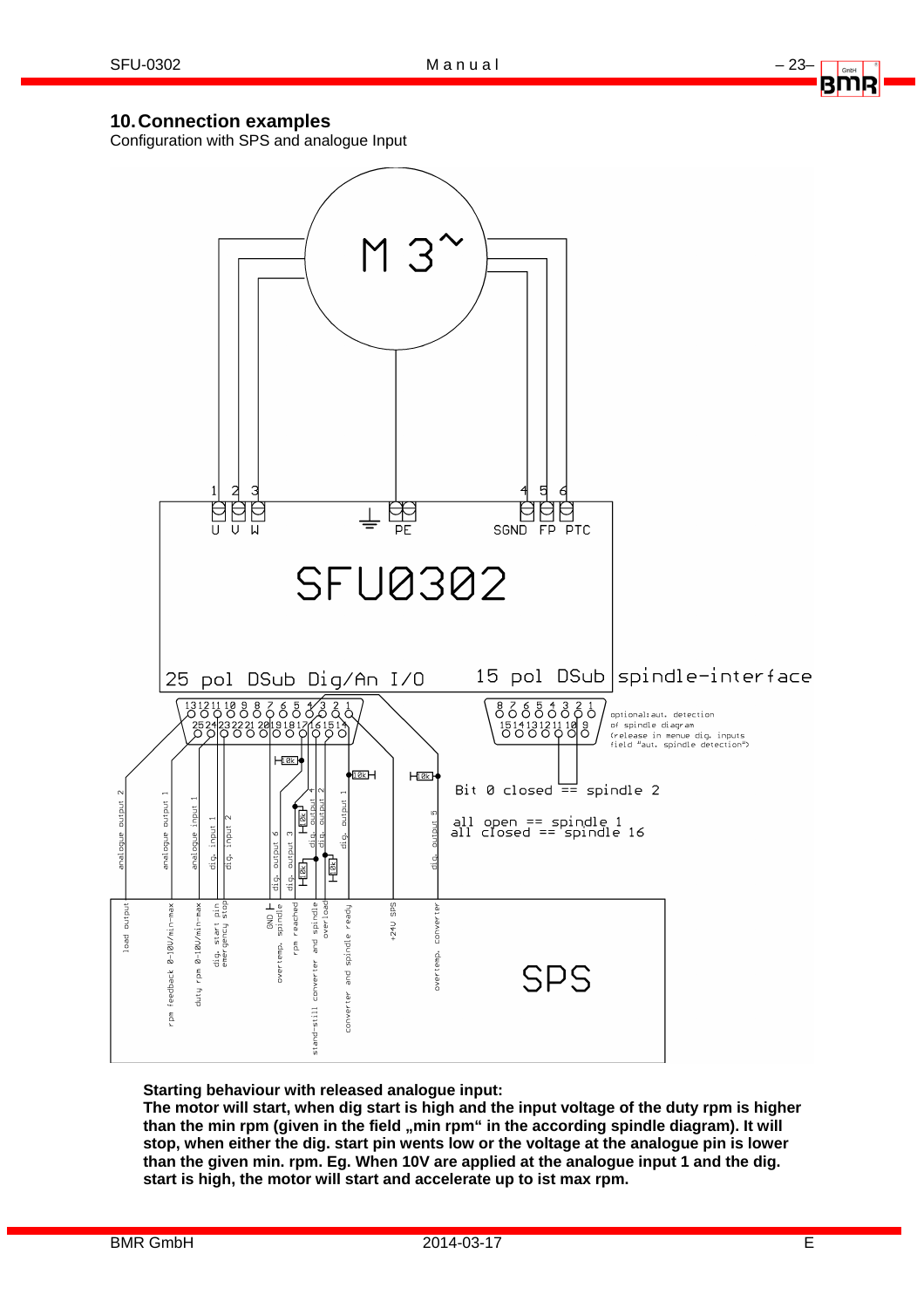## 10. Connection examples

Configuration with SPS and analogue Input

**Starting behaviour with released analogue input:**
**The motor will start, when dig start is high and the input voltage of the duty rpm is higher than the min rpm (given in the field „min rpm“ in the according spindle diagram). It will stop, when either the dig. start pin wents low or the voltage at the analogue pin is lower than the given min. rpm. Eg. When 10V are applied at the analogue input 1 and the dig. start is high, the motor will start and accelerate up to ist max rpm.**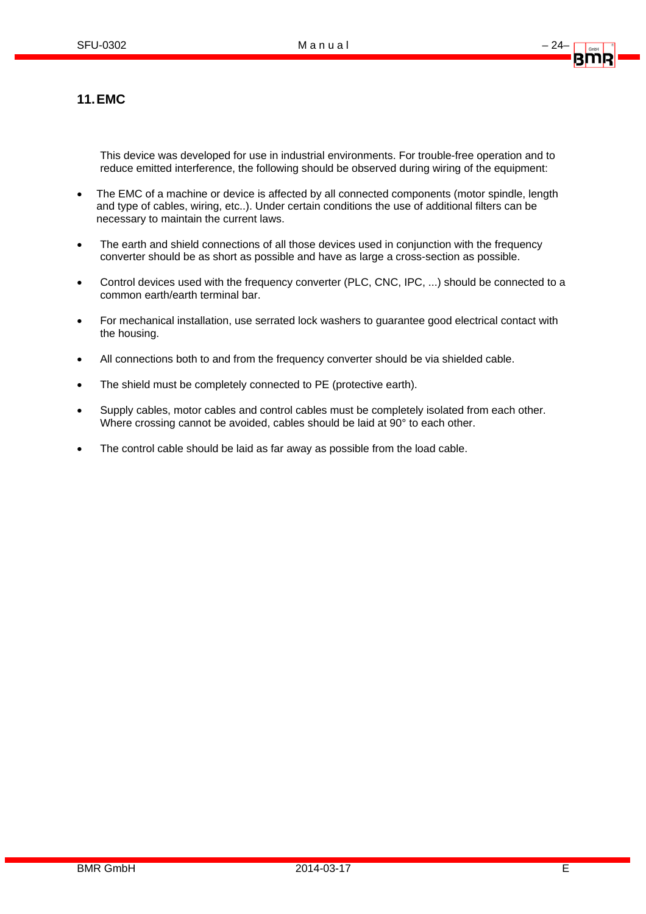## 11. EMC

This device was developed for use in industrial environments. For trouble-free operation and to reduce emitted interference, the following should be observed during wiring of the equipment:

- The EMC of a machine or device is affected by all connected components (motor spindle, length and type of cables, wiring, etc..). Under certain conditions the use of additional filters can be necessary to maintain the current laws.
- The earth and shield connections of all those devices used in conjunction with the frequency converter should be as short as possible and have as large a cross-section as possible.
- Control devices used with the frequency converter (PLC, CNC, IPC, ...) should be connected to a common earth/earth terminal bar.
- For mechanical installation, use serrated lock washers to guarantee good electrical contact with the housing.
- All connections both to and from the frequency converter should be via shielded cable.
- The shield must be completely connected to PE (protective earth).
- Supply cables, motor cables and control cables must be completely isolated from each other. Where crossing cannot be avoided, cables should be laid at 90° to each other.
- The control cable should be laid as far away as possible from the load cable.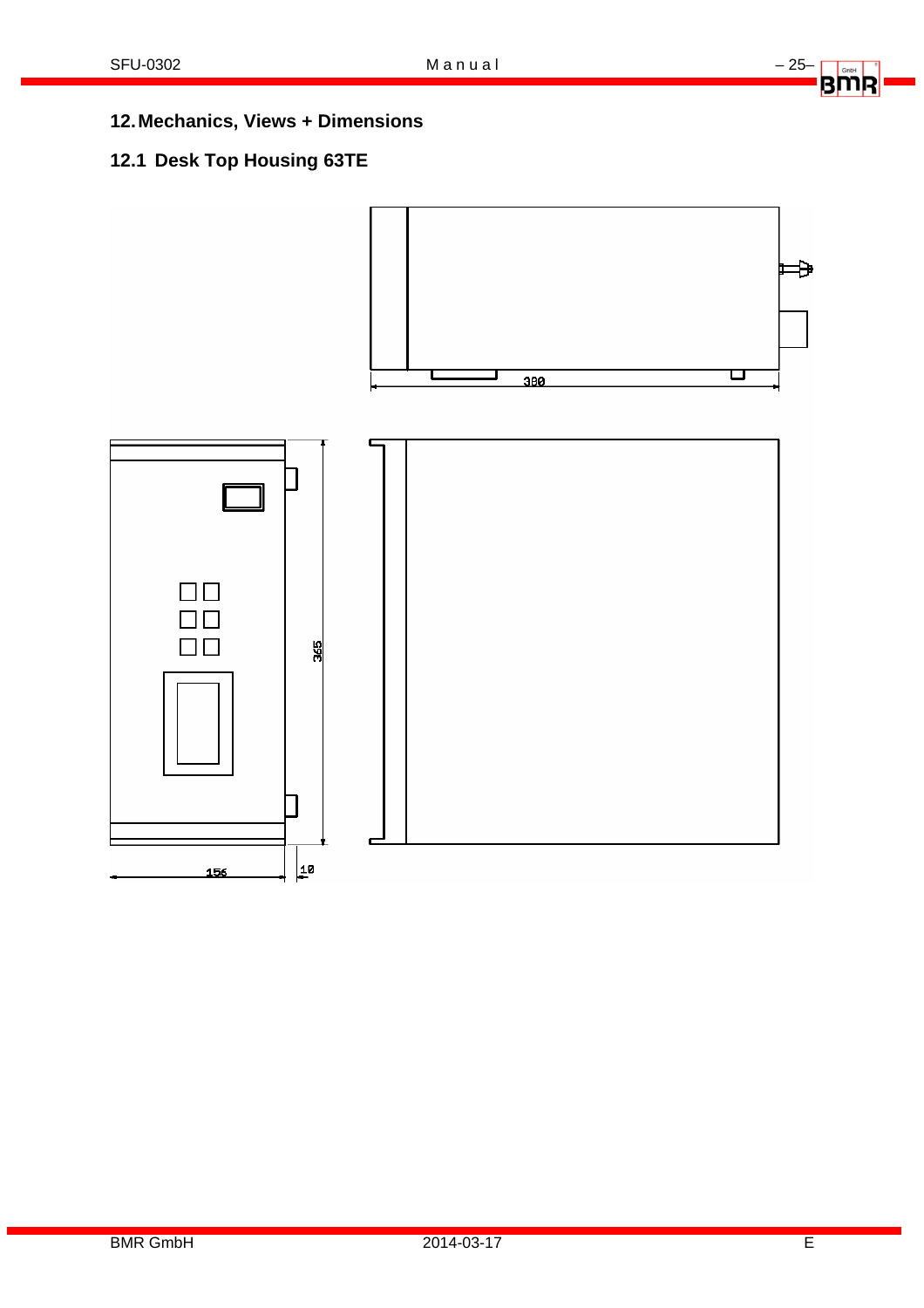# 12. Mechanics, Views + Dimensions

## 12.1 Desk Top Housing 63TE

300

365

156

10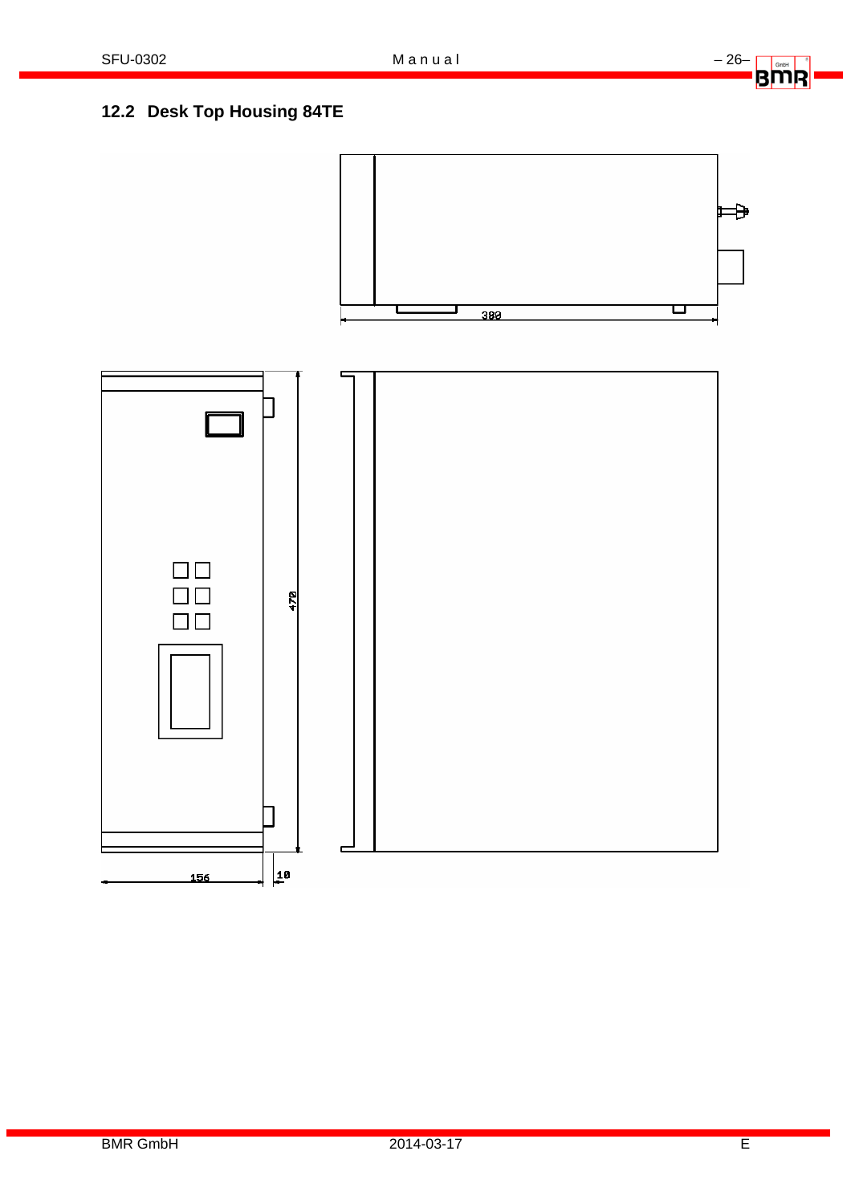## 12.2 Desk Top Housing 84TE

380

470

156

10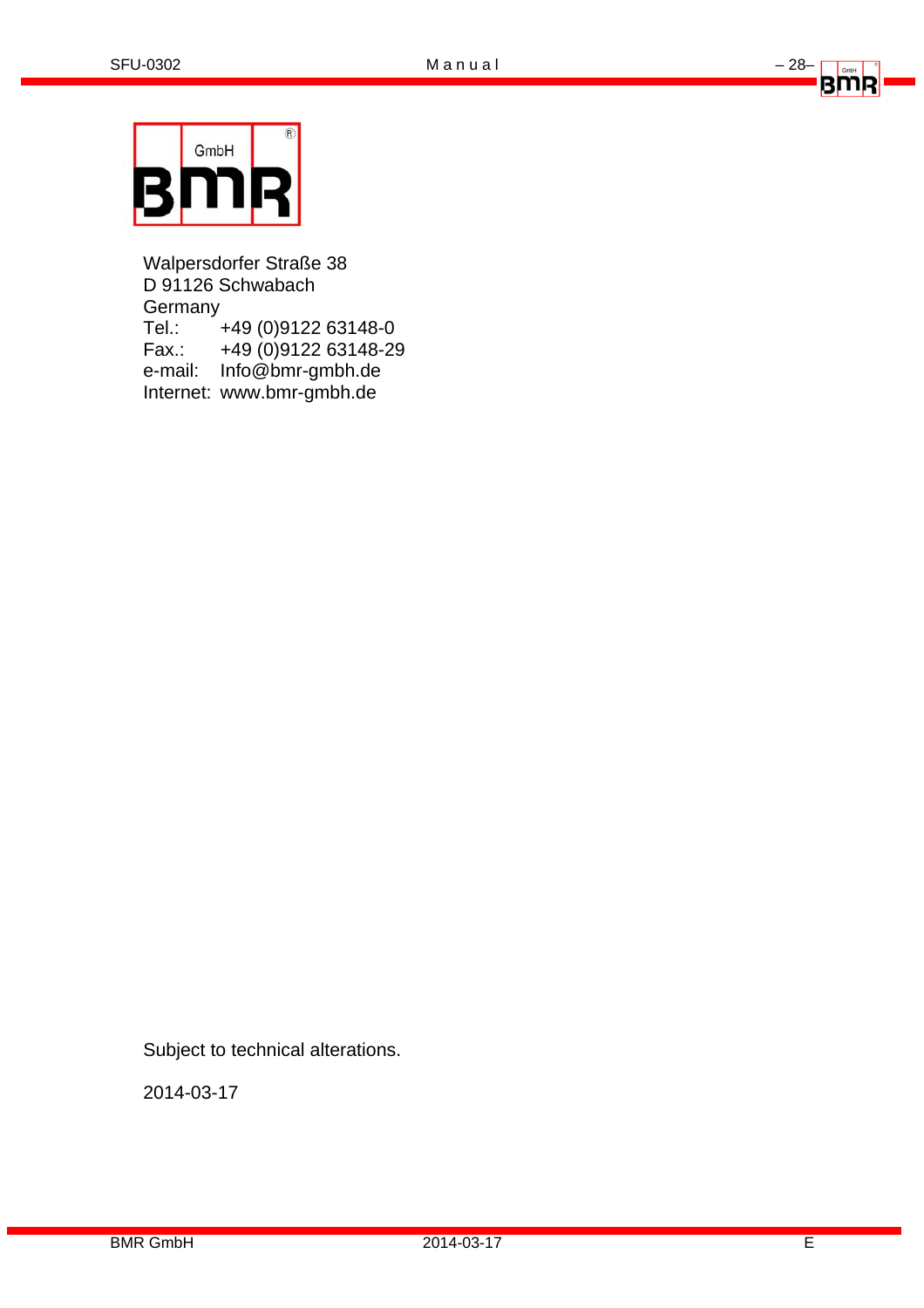Walpersdorfer Straße 38
D 91126 Schwabach
Germany
Tel.: +49 (0)9122 63148-0
Fax.: +49 (0)9122 63148-29
e-mail: Info@bmr-gmbh.de
Internet: www.bmr-gmbh.de

Subject to technical alterations.

2014-03-17